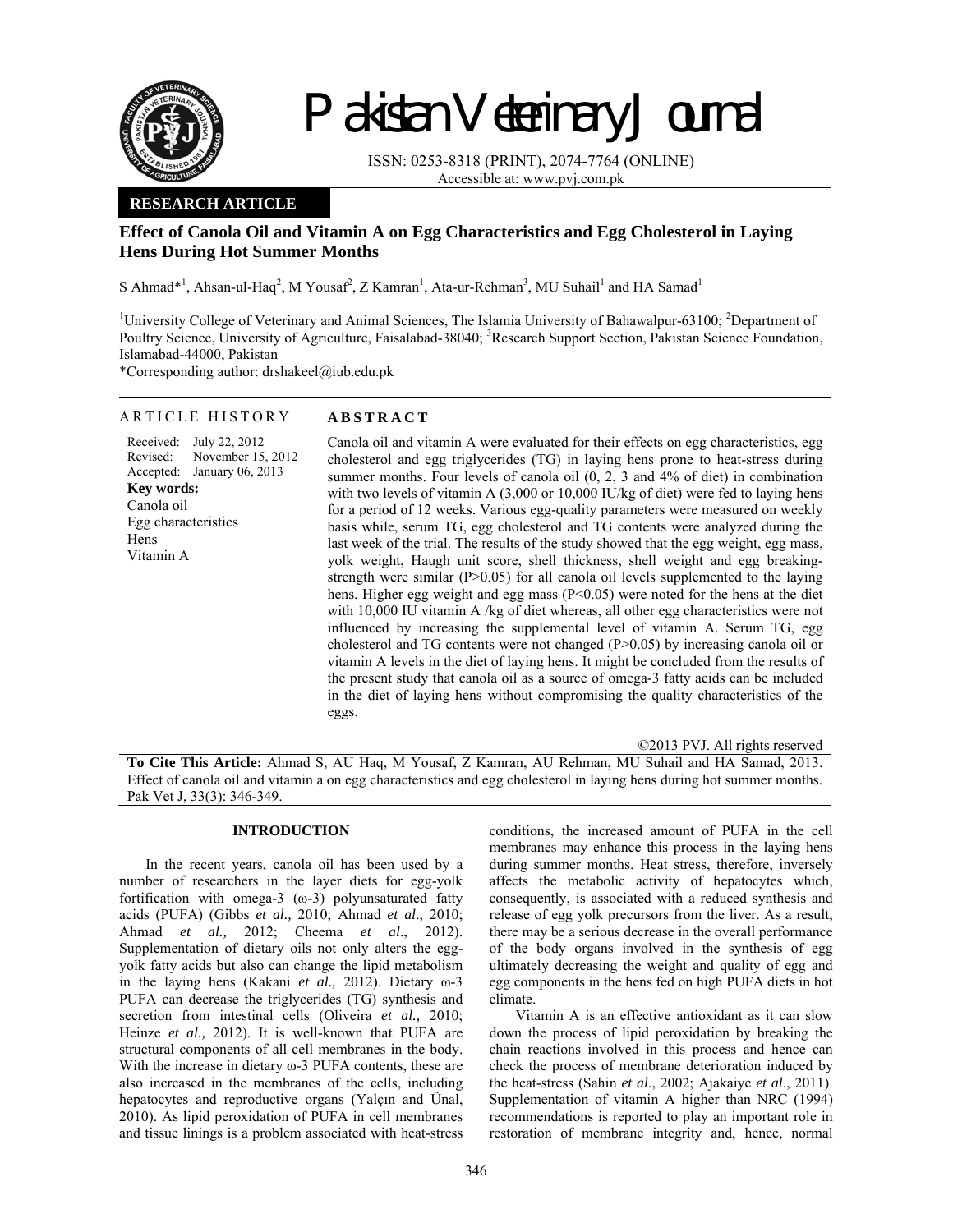# Pakistan Veterinary Journal

ISSN: 0253-8318 (PRINT), 2074-7764 (ONLINE)
Accessible at: www.pvj.com.pk

**RESEARCH ARTICLE**

## Effect of Canola Oil and Vitamin A on Egg Characteristics and Egg Cholesterol in Laying Hens During Hot Summer Months

S Ahmad*[1], Ahsan-ul-Haq[2], M Yousaf[2], Z Kamran[1], Ata-ur-Rehman[3], MU Suhail[1] and HA Samad[1]

[1]University College of Veterinary and Animal Sciences, The Islamia University of Bahawalpur-63100; [2]Department of Poultry Science, University of Agriculture, Faisalabad-38040; [3]Research Support Section, Pakistan Science Foundation, Islamabad-44000, Pakistan

*Corresponding author: drshakeel@iub.edu.pk

### ARTICLE HISTORY

Received: July 22, 2012
Revised: November 15, 2012
Accepted: January 06, 2013

**Key words:**
Canola oil
Egg characteristics
Hens
Vitamin A

### ABSTRACT

Canola oil and vitamin A were evaluated for their effects on egg characteristics, egg cholesterol and egg triglycerides (TG) in laying hens prone to heat-stress during summer months. Four levels of canola oil (0, 2, 3 and 4% of diet) in combination with two levels of vitamin A (3,000 or 10,000 IU/kg of diet) were fed to laying hens for a period of 12 weeks. Various egg-quality parameters were measured on weekly basis while, serum TG, egg cholesterol and TG contents were analyzed during the last week of the trial. The results of the study showed that the egg weight, egg mass, yolk weight, Haugh unit score, shell thickness, shell weight and egg breaking-strength were similar ($P>0.05$) for all canola oil levels supplemented to the laying hens. Higher egg weight and egg mass ($P<0.05$) were noted for the hens at the diet with 10,000 IU vitamin A /kg of diet whereas, all other egg characteristics were not influenced by increasing the supplemental level of vitamin A. Serum TG, egg cholesterol and TG contents were not changed ($P>0.05$) by increasing canola oil or vitamin A levels in the diet of laying hens. It might be concluded from the results of the present study that canola oil as a source of omega-3 fatty acids can be included in the diet of laying hens without compromising the quality characteristics of the eggs.

©2013 PVJ. All rights reserved

**To Cite This Article:** Ahmad S, AU Haq, M Yousaf, Z Kamran, AU Rehman, MU Suhail and HA Samad, 2013. Effect of canola oil and vitamin a on egg characteristics and egg cholesterol in laying hens during hot summer months. Pak Vet J, 33(3): 346-349.

## INTRODUCTION

In the recent years, canola oil has been used by a number of researchers in the layer diets for egg-yolk fortification with omega-3 (ω-3) polyunsaturated fatty acids (PUFA) (Gibbs *et al.,* 2010; Ahmad *et al*., 2010; Ahmad *et al.,* 2012; Cheema *et al*., 2012). Supplementation of dietary oils not only alters the egg-yolk fatty acids but also can change the lipid metabolism in the laying hens (Kakani *et al.,* 2012). Dietary ω-3 PUFA can decrease the triglycerides (TG) synthesis and secretion from intestinal cells (Oliveira *et al.,* 2010; Heinze *et al.,* 2012). It is well-known that PUFA are structural components of all cell membranes in the body. With the increase in dietary ω-3 PUFA contents, these are also increased in the membranes of the cells, including hepatocytes and reproductive organs (Yalçın and Ünal, 2010). As lipid peroxidation of PUFA in cell membranes and tissue linings is a problem associated with heat-stress conditions, the increased amount of PUFA in the cell membranes may enhance this process in the laying hens during summer months. Heat stress, therefore, inversely affects the metabolic activity of hepatocytes which, consequently, is associated with a reduced synthesis and release of egg yolk precursors from the liver. As a result, there may be a serious decrease in the overall performance of the body organs involved in the synthesis of egg ultimately decreasing the weight and quality of egg and egg components in the hens fed on high PUFA diets in hot climate.

Vitamin A is an effective antioxidant as it can slow down the process of lipid peroxidation by breaking the chain reactions involved in this process and hence can check the process of membrane deterioration induced by the heat-stress (Sahin *et al*., 2002; Ajakaiye *et al*., 2011). Supplementation of vitamin A higher than NRC (1994) recommendations is reported to play an important role in restoration of membrane integrity and, hence, normal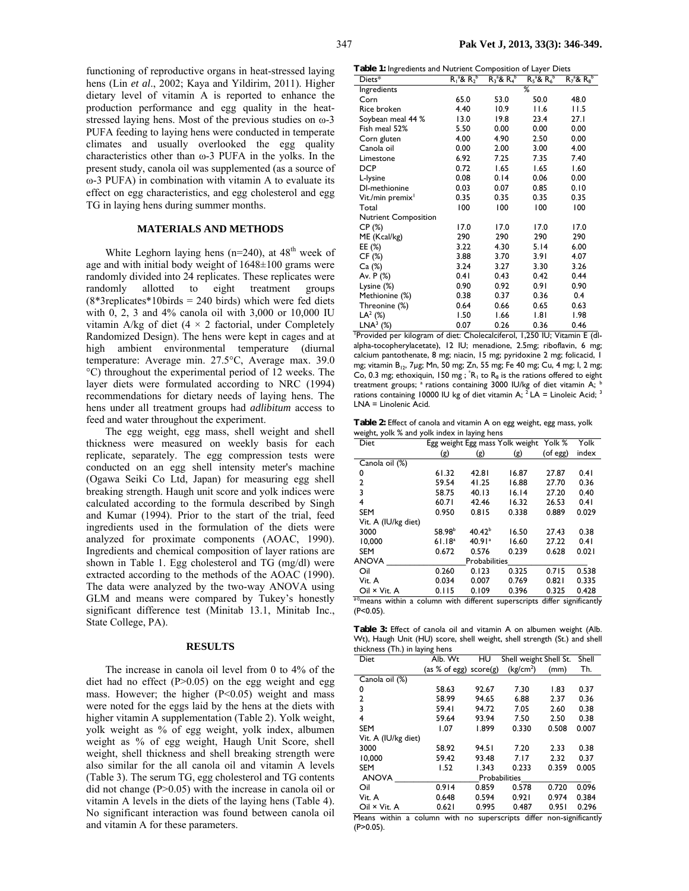functioning of reproductive organs in heat-stressed laying hens (Lin *et al*., 2002; Kaya and Yildirim, 2011). Higher dietary level of vitamin A is reported to enhance the production performance and egg quality in the heat-stressed laying hens. Most of the previous studies on ω-3 PUFA feeding to laying hens were conducted in temperate climates and usually overlooked the egg quality characteristics other than ω-3 PUFA in the yolks. In the present study, canola oil was supplemented (as a source of ω-3 PUFA) in combination with vitamin A to evaluate its effect on egg characteristics, and egg cholesterol and egg TG in laying hens during summer months.

## MATERIALS AND METHODS

White Leghorn laying hens (n=240), at $48^{th}$ week of age and with initial body weight of 1648±100 grams were randomly divided into 24 replicates. These replicates were randomly allotted to eight treatment groups (8*3replicates*10birds = 240 birds) which were fed diets with 0, 2, 3 and 4% canola oil with 3,000 or 10,000 IU vitamin A/kg of diet (4 × 2 factorial, under Completely Randomized Design). The hens were kept in cages and at high ambient environmental temperature (diurnal temperature: Average min. 27.5°C, Average max. 39.0 °C) throughout the experimental period of 12 weeks. The layer diets were formulated according to NRC (1994) recommendations for dietary needs of laying hens. The hens under all treatment groups had *adlibitum* access to feed and water throughout the experiment.

The egg weight, egg mass, shell weight and shell thickness were measured on weekly basis for each replicate, separately. The egg compression tests were conducted on an egg shell intensity meter's machine (Ogawa Seiki Co Ltd, Japan) for measuring egg shell breaking strength. Haugh unit score and yolk indices were calculated according to the formula described by Singh and Kumar (1994). Prior to the start of the trial, feed ingredients used in the formulation of the diets were analyzed for proximate components (AOAC, 1990). Ingredients and chemical composition of layer rations are shown in Table 1. Egg cholesterol and TG (mg/dl) were extracted according to the methods of the AOAC (1990). The data were analyzed by the two-way ANOVA using GLM and means were compared by Tukey's honestly significant difference test (Minitab 13.1, Minitab Inc., State College, PA).

## RESULTS

The increase in canola oil level from 0 to 4% of the diet had no effect (P>0.05) on the egg weight and egg mass. However; the higher (P<0.05) weight and mass were noted for the eggs laid by the hens at the diets with higher vitamin A supplementation (Table 2). Yolk weight, yolk weight as % of egg weight, yolk index, albumen weight as % of egg weight, Haugh Unit Score, shell weight, shell thickness and shell breaking strength were also similar for the all canola oil and vitamin A levels (Table 3). The serum TG, egg cholesterol and TG contents did not change (P>0.05) with the increase in canola oil or vitamin A levels in the diets of the laying hens (Table 4). No significant interaction was found between canola oil and vitamin A for these parameters.

**Table 1:** Ingredients and Nutrient Composition of Layer Diets

| Diets* | $R_1^a$& $R_2^b$ | $R_3^a$& $R_4^b$ | $R_5^a$& $R_6^b$ | $R_7^a$& $R_8^b$ |
|---|---|---|---|---|
| Ingredients | | % | | |
| Corn | 65.0 | 53.0 | 50.0 | 48.0 |
| Rice broken | 4.40 | 10.9 | 11.6 | 11.5 |
| Soybean meal 44 % | 13.0 | 19.8 | 23.4 | 27.1 |
| Fish meal 52% | 5.50 | 0.00 | 0.00 | 0.00 |
| Corn gluten | 4.00 | 4.90 | 2.50 | 0.00 |
| Canola oil | 0.00 | 2.00 | 3.00 | 4.00 |
| Limestone | 6.92 | 7.25 | 7.35 | 7.40 |
| DCP | 0.72 | 1.65 | 1.65 | 1.60 |
| L-lysine | 0.08 | 0.14 | 0.06 | 0.00 |
| Dl-methionine | 0.03 | 0.07 | 0.85 | 0.10 |
| Vit./min premix[1] | 0.35 | 0.35 | 0.35 | 0.35 |
| Total | 100 | 100 | 100 | 100 |
| Nutrient Composition | | | | |
| CP (%) | 17.0 | 17.0 | 17.0 | 17.0 |
| ME (Kcal/kg) | 290 | 290 | 290 | 290 |
| EE (%) | 3.22 | 4.30 | 5.14 | 6.00 |
| CF (%) | 3.88 | 3.70 | 3.91 | 4.07 |
| Ca (%) | 3.24 | 3.27 | 3.30 | 3.26 |
| Av. P (%) | 0.41 | 0.43 | 0.42 | 0.44 |
| Lysine (%) | 0.90 | 0.92 | 0.91 | 0.90 |
| Methionine (%) | 0.38 | 0.37 | 0.36 | 0.4 |
| Threonine (%) | 0.64 | 0.66 | 0.65 | 0.63 |
| LA[2] (%) | 1.50 | 1.66 | 1.81 | 1.98 |
| LNA[3] (%) | 0.07 | 0.26 | 0.36 | 0.46 |

[1]Provided per kilogram of diet: Cholecalciferol, 1,250 IU; Vitamin E (dl-alpha-tocopherylacetate), 12 IU; menadione, 2.5mg; riboflavin, 6 mg; calcium pantothenate, 8 mg; niacin, 15 mg; pyridoxine 2 mg; folicacid, 1 mg; vitamin $B_{12}$, 7µg; Mn, 50 mg; Zn, 55 mg; Fe 40 mg; Cu, 4 mg; I, 2 mg; Co, 0.3 mg; ethoxiquin, 150 mg ; *$R_1$ to $R_8$ is the rations offered to eight treatment groups; [a] rations containing 3000 IU/kg of diet vitamin A; [b] rations containing 10000 IU kg of diet vitamin A; [2] LA = Linoleic Acid; [3] LNA = Linolenic Acid.

**Table 2:** Effect of canola and vitamin A on egg weight, egg mass, yolk weight, yolk % and yolk index in laying hens

| Diet | Egg weight (g) | Egg mass (g) | Yolk weight (g) | Yolk % (of egg) | Yolk index |
|---|---|---|---|---|---|
| Canola oil (%) | | | | | |
| 0 | 61.32 | 42.81 | 16.87 | 27.87 | 0.41 |
| 2 | 59.54 | 41.25 | 16.88 | 27.70 | 0.36 |
| 3 | 58.75 | 40.13 | 16.14 | 27.20 | 0.40 |
| 4 | 60.71 | 42.46 | 16.32 | 26.53 | 0.41 |
| SEM | 0.950 | 0.815 | 0.338 | 0.889 | 0.029 |
| Vit. A (IU/kg diet) | | | | | |
| 3000 | 58.98[b] | 40.42[b] | 16.50 | 27.43 | 0.38 |
| 10,000 | 61.18[a] | 40.91[a] | 16.60 | 27.22 | 0.41 |
| SEM | 0.672 | 0.576 | 0.239 | 0.628 | 0.021 |
| ANOVA | | Probabilities | | | |
| Oil | 0.260 | 0.123 | 0.325 | 0.715 | 0.538 |
| Vit. A | 0.034 | 0.007 | 0.769 | 0.821 | 0.335 |
| Oil × Vit. A | 0.115 | 0.109 | 0.396 | 0.325 | 0.428 |

[a-b]means within a column with different superscripts differ significantly (P<0.05).

**Table 3:** Effect of canola oil and vitamin A on albumen weight (Alb. Wt), Haugh Unit (HU) score, shell weight, shell strength (St.) and shell thickness (Th.) in laying hens

| Diet | Alb. Wt (as % of egg) | HU score(g) | Shell weight (kg/cm²) | Shell St. (mm) | Shell Th. |
|---|---|---|---|---|---|
| Canola oil (%) | | | | | |
| 0 | 58.63 | 92.67 | 7.30 | 1.83 | 0.37 |
| 2 | 58.99 | 94.65 | 6.88 | 2.37 | 0.36 |
| 3 | 59.41 | 94.72 | 7.05 | 2.60 | 0.38 |
| 4 | 59.64 | 93.94 | 7.50 | 2.50 | 0.38 |
| SEM | 1.07 | 1.899 | 0.330 | 0.508 | 0.007 |
| Vit. A (IU/kg diet) | | | | | |
| 3000 | 58.92 | 94.51 | 7.20 | 2.33 | 0.38 |
| 10,000 | 59.42 | 93.48 | 7.17 | 2.32 | 0.37 |
| SEM | 1.52 | 1.343 | 0.233 | 0.359 | 0.005 |
| ANOVA | | Probabilities | | | |
| Oil | 0.914 | 0.859 | 0.578 | 0.720 | 0.096 |
| Vit. A | 0.648 | 0.594 | 0.921 | 0.974 | 0.384 |
| Oil × Vit. A | 0.621 | 0.995 | 0.487 | 0.951 | 0.296 |

Means within a column with no superscripts differ non-significantly (P>0.05).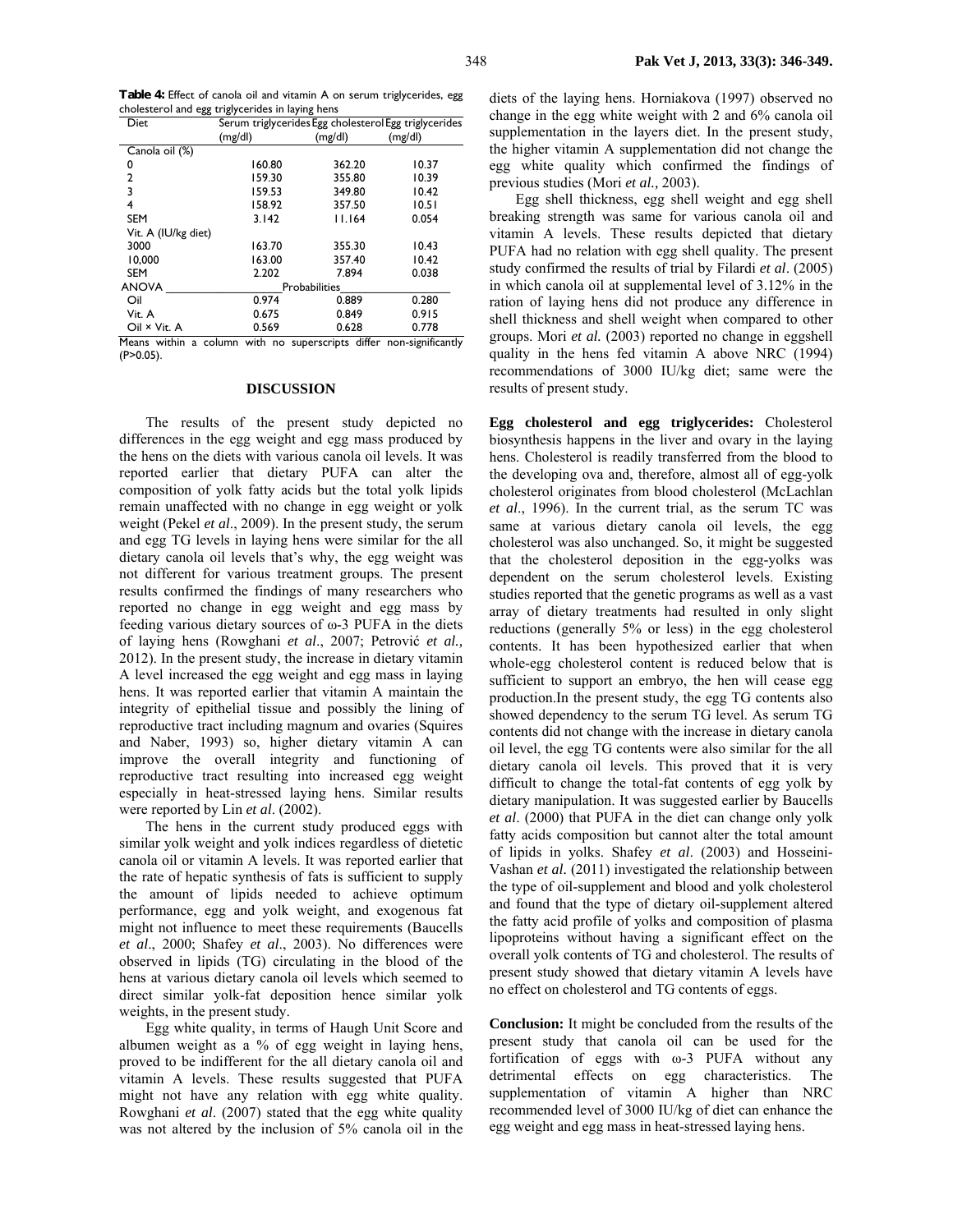**Table 4:** Effect of canola oil and vitamin A on serum triglycerides, egg cholesterol and egg triglycerides in laying hens

| Diet | Serum triglycerides (mg/dl) | Egg cholesterol (mg/dl) | Egg triglycerides (mg/dl) |
|---|---|---|---|
| Canola oil (%) | | | |
| 0 | 160.80 | 362.20 | 10.37 |
| 2 | 159.30 | 355.80 | 10.39 |
| 3 | 159.53 | 349.80 | 10.42 |
| 4 | 158.92 | 357.50 | 10.51 |
| SEM | 3.142 | 11.164 | 0.054 |
| Vit. A (IU/kg diet) | | | |
| 3000 | 163.70 | 355.30 | 10.43 |
| 10,000 | 163.00 | 357.40 | 10.42 |
| SEM | 2.202 | 7.894 | 0.038 |
| ANOVA | Probabilities | | |
| Oil | 0.974 | 0.889 | 0.280 |
| Vit. A | 0.675 | 0.849 | 0.915 |
| Oil × Vit. A | 0.569 | 0.628 | 0.778 |

Means within a column with no superscripts differ non-significantly (P>0.05).

## DISCUSSION

The results of the present study depicted no differences in the egg weight and egg mass produced by the hens on the diets with various canola oil levels. It was reported earlier that dietary PUFA can alter the composition of yolk fatty acids but the total yolk lipids remain unaffected with no change in egg weight or yolk weight (Pekel *et al*., 2009). In the present study, the serum and egg TG levels in laying hens were similar for the all dietary canola oil levels that's why, the egg weight was not different for various treatment groups. The present results confirmed the findings of many researchers who reported no change in egg weight and egg mass by feeding various dietary sources of ω-3 PUFA in the diets of laying hens (Rowghani *et al*., 2007; Petrović *et al.,* 2012). In the present study, the increase in dietary vitamin A level increased the egg weight and egg mass in laying hens. It was reported earlier that vitamin A maintain the integrity of epithelial tissue and possibly the lining of reproductive tract including magnum and ovaries (Squires and Naber, 1993) so, higher dietary vitamin A can improve the overall integrity and functioning of reproductive tract resulting into increased egg weight especially in heat-stressed laying hens. Similar results were reported by Lin *et al*. (2002).

The hens in the current study produced eggs with similar yolk weight and yolk indices regardless of dietetic canola oil or vitamin A levels. It was reported earlier that the rate of hepatic synthesis of fats is sufficient to supply the amount of lipids needed to achieve optimum performance, egg and yolk weight, and exogenous fat might not influence to meet these requirements (Baucells *et al*., 2000; Shafey *et al*., 2003). No differences were observed in lipids (TG) circulating in the blood of the hens at various dietary canola oil levels which seemed to direct similar yolk-fat deposition hence similar yolk weights, in the present study.

Egg white quality, in terms of Haugh Unit Score and albumen weight as a % of egg weight in laying hens, proved to be indifferent for the all dietary canola oil and vitamin A levels. These results suggested that PUFA might not have any relation with egg white quality. Rowghani *et al*. (2007) stated that the egg white quality was not altered by the inclusion of 5% canola oil in the diets of the laying hens. Horniakova (1997) observed no change in the egg white weight with 2 and 6% canola oil supplementation in the layers diet. In the present study, the higher vitamin A supplementation did not change the egg white quality which confirmed the findings of previous studies (Mori *et al.,* 2003).

Egg shell thickness, egg shell weight and egg shell breaking strength was same for various canola oil and vitamin A levels. These results depicted that dietary PUFA had no relation with egg shell quality. The present study confirmed the results of trial by Filardi *et al*. (2005) in which canola oil at supplemental level of 3.12% in the ration of laying hens did not produce any difference in shell thickness and shell weight when compared to other groups. Mori *et al.* (2003) reported no change in eggshell quality in the hens fed vitamin A above NRC (1994) recommendations of 3000 IU/kg diet; same were the results of present study.

**Egg cholesterol and egg triglycerides:** Cholesterol biosynthesis happens in the liver and ovary in the laying hens. Cholesterol is readily transferred from the blood to the developing ova and, therefore, almost all of egg-yolk cholesterol originates from blood cholesterol (McLachlan *et al*., 1996). In the current trial, as the serum TC was same at various dietary canola oil levels, the egg cholesterol was also unchanged. So, it might be suggested that the cholesterol deposition in the egg-yolks was dependent on the serum cholesterol levels. Existing studies reported that the genetic programs as well as a vast array of dietary treatments had resulted in only slight reductions (generally 5% or less) in the egg cholesterol contents. It has been hypothesized earlier that when whole-egg cholesterol content is reduced below that is sufficient to support an embryo, the hen will cease egg production.In the present study, the egg TG contents also showed dependency to the serum TG level. As serum TG contents did not change with the increase in dietary canola oil level, the egg TG contents were also similar for the all dietary canola oil levels. This proved that it is very difficult to change the total-fat contents of egg yolk by dietary manipulation. It was suggested earlier by Baucells *et al*. (2000) that PUFA in the diet can change only yolk fatty acids composition but cannot alter the total amount of lipids in yolks. Shafey *et al*. (2003) and Hosseini-Vashan *et al.* (2011) investigated the relationship between the type of oil-supplement and blood and yolk cholesterol and found that the type of dietary oil-supplement altered the fatty acid profile of yolks and composition of plasma lipoproteins without having a significant effect on the overall yolk contents of TG and cholesterol. The results of present study showed that dietary vitamin A levels have no effect on cholesterol and TG contents of eggs.

**Conclusion:** It might be concluded from the results of the present study that canola oil can be used for the fortification of eggs with ω-3 PUFA without any detrimental effects on egg characteristics. The supplementation of vitamin A higher than NRC recommended level of 3000 IU/kg of diet can enhance the egg weight and egg mass in heat-stressed laying hens.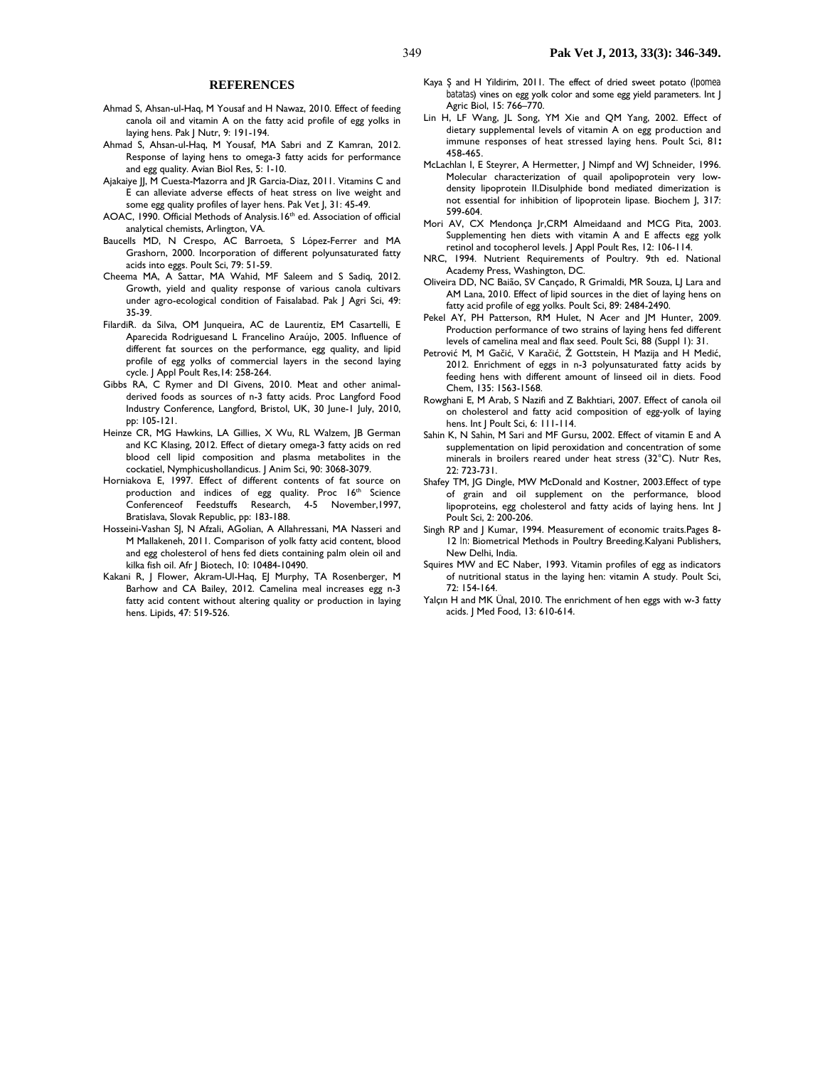## REFERENCES

Ahmad S, Ahsan-ul-Haq, M Yousaf and H Nawaz, 2010. Effect of feeding canola oil and vitamin A on the fatty acid profile of egg yolks in laying hens. Pak J Nutr, 9: 191-194.

Ahmad S, Ahsan-ul-Haq, M Yousaf, MA Sabri and Z Kamran, 2012. Response of laying hens to omega-3 fatty acids for performance and egg quality. Avian Biol Res, 5: 1-10.

Ajakaiye JJ, M Cuesta-Mazorra and JR Garcia-Diaz, 2011. Vitamins C and E can alleviate adverse effects of heat stress on live weight and some egg quality profiles of layer hens. Pak Vet J, 31: 45-49.

AOAC, 1990. Official Methods of Analysis.16th ed. Association of official analytical chemists, Arlington, VA.

Baucells MD, N Crespo, AC Barroeta, S López-Ferrer and MA Grashorn, 2000. Incorporation of different polyunsaturated fatty acids into eggs. Poult Sci, 79: 51-59.

Cheema MA, A Sattar, MA Wahid, MF Saleem and S Sadiq, 2012. Growth, yield and quality response of various canola cultivars under agro-ecological condition of Faisalabad. Pak J Agri Sci, 49: 35-39.

FilardiR. da Silva, OM Junqueira, AC de Laurentiz, EM Casartelli, E Aparecida Rodriguesand L Francelino Araújo, 2005. Influence of different fat sources on the performance, egg quality, and lipid profile of egg yolks of commercial layers in the second laying cycle. J Appl Poult Res,14: 258-264.

Gibbs RA, C Rymer and DI Givens, 2010. Meat and other animal-derived foods as sources of n-3 fatty acids. Proc Langford Food Industry Conference, Langford, Bristol, UK, 30 June-1 July, 2010, pp: 105-121.

Heinze CR, MG Hawkins, LA Gillies, X Wu, RL Walzem, JB German and KC Klasing, 2012. Effect of dietary omega-3 fatty acids on red blood cell lipid composition and plasma metabolites in the cockatiel, Nymphicushollandicus. J Anim Sci, 90: 3068-3079.

Horniakova E, 1997. Effect of different contents of fat source on production and indices of egg quality. Proc 16th Science Conferenceof Feedstuffs Research, 4-5 November,1997, Bratislava, Slovak Republic, pp: 183-188.

Hosseini-Vashan SJ, N Afzali, AGolian, A Allahressani, MA Nasseri and M Mallakeneh, 2011. Comparison of yolk fatty acid content, blood and egg cholesterol of hens fed diets containing palm olein oil and kilka fish oil. Afr J Biotech, 10: 10484-10490.

Kakani R, J Flower, Akram-Ul-Haq, EJ Murphy, TA Rosenberger, M Barhow and CA Bailey, 2012. Camelina meal increases egg n-3 fatty acid content without altering quality or production in laying hens. Lipids, 47: 519-526.

Kaya Ş and H Yildirim, 2011. The effect of dried sweet potato (*Ipomea batatas*) vines on egg yolk color and some egg yield parameters. Int J Agric Biol, 15: 766–770.

Lin H, LF Wang, JL Song, YM Xie and QM Yang, 2002. Effect of dietary supplemental levels of vitamin A on egg production and immune responses of heat stressed laying hens. Poult Sci, 81**:** 458-465.

McLachlan I, E Steyrer, A Hermetter, J Nimpf and WJ Schneider, 1996. Molecular characterization of quail apolipoprotein very low-density lipoprotein II.Disulphide bond mediated dimerization is not essential for inhibition of lipoprotein lipase. Biochem J, 317: 599-604.

Mori AV, CX Mendonça Jr,CRM Almeidaand and MCG Pita, 2003. Supplementing hen diets with vitamin A and E affects egg yolk retinol and tocopherol levels. J Appl Poult Res, 12: 106-114.

NRC, 1994. Nutrient Requirements of Poultry. 9th ed. National Academy Press, Washington, DC.

Oliveira DD, NC Baião, SV Cançado, R Grimaldi, MR Souza, LJ Lara and AM Lana, 2010. Effect of lipid sources in the diet of laying hens on fatty acid profile of egg yolks. Poult Sci, 89: 2484-2490.

Pekel AY, PH Patterson, RM Hulet, N Acer and JM Hunter, 2009. Production performance of two strains of laying hens fed different levels of camelina meal and flax seed. Poult Sci, 88 (Suppl 1): 31.

Petrović M, M Gačić, V Karačić, Ž Gottstein, H Mazija and H Medić, 2012. Enrichment of eggs in n-3 polyunsaturated fatty acids by feeding hens with different amount of linseed oil in diets. Food Chem, 135: 1563-1568.

Rowghani E, M Arab, S Nazifi and Z Bakhtiari, 2007. Effect of canola oil on cholesterol and fatty acid composition of egg-yolk of laying hens. Int J Poult Sci, 6: 111-114.

Sahin K, N Sahin, M Sari and MF Gursu, 2002. Effect of vitamin E and A supplementation on lipid peroxidation and concentration of some minerals in broilers reared under heat stress (32°C). Nutr Res, 22: 723-731.

Shafey TM, JG Dingle, MW McDonald and Kostner, 2003.Effect of type of grain and oil supplement on the performance, blood lipoproteins, egg cholesterol and fatty acids of laying hens. Int J Poult Sci, 2: 200-206.

Singh RP and J Kumar, 1994. Measurement of economic traits.Pages 8-12 In: Biometrical Methods in Poultry Breeding.Kalyani Publishers, New Delhi, India.

Squires MW and EC Naber, 1993. Vitamin profiles of egg as indicators of nutritional status in the laying hen: vitamin A study. Poult Sci, 72: 154-164.

Yalçın H and MK Ünal, 2010. The enrichment of hen eggs with w-3 fatty acids. J Med Food, 13: 610-614.